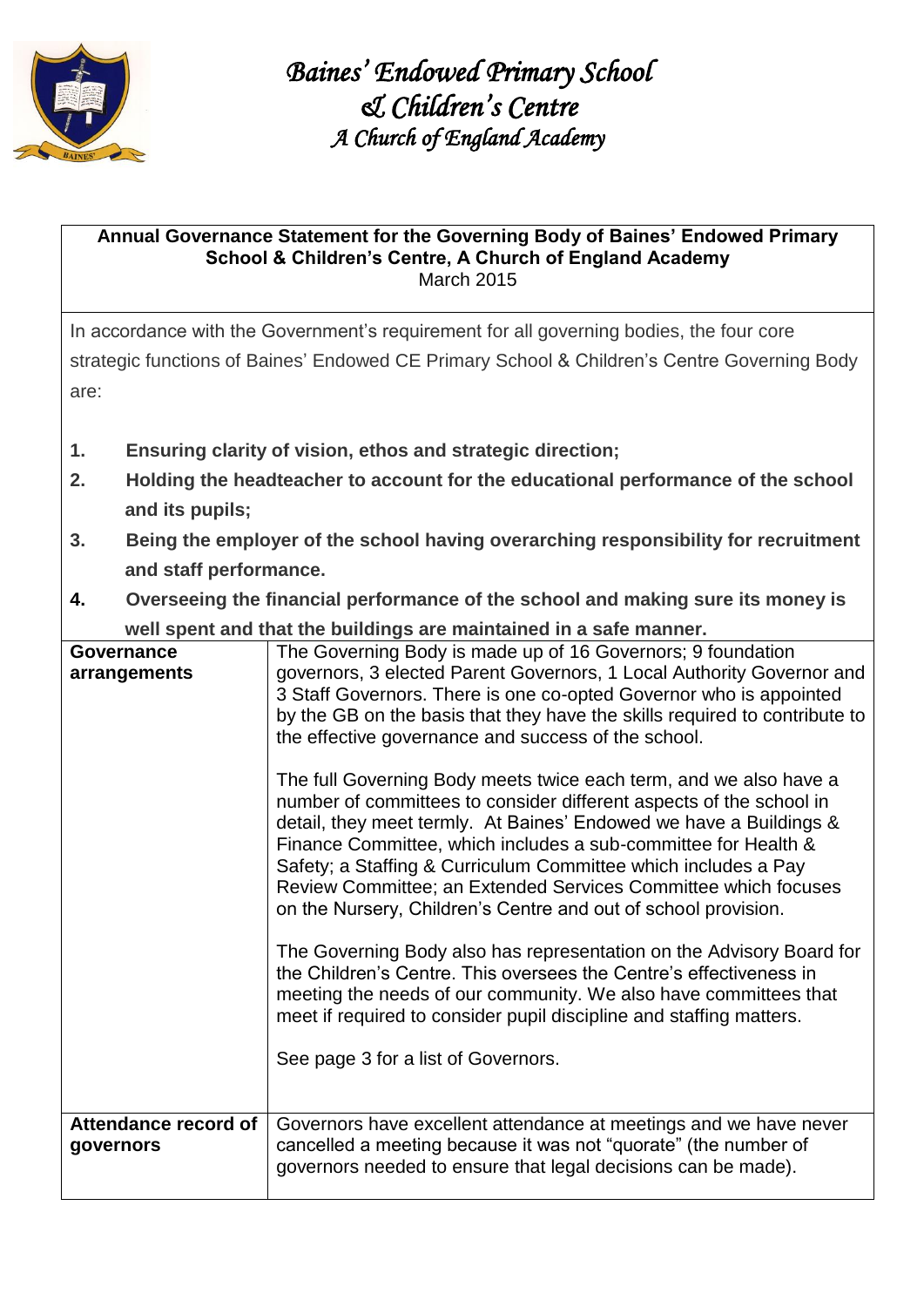# *Baines' Endowed Primary School & Children's Centre*
## *A Church of England Academy*

**Annual Governance Statement for the Governing Body of Baines' Endowed Primary School & Children's Centre, A Church of England Academy**
March 2015

In accordance with the Government's requirement for all governing bodies, the four core strategic functions of Baines' Endowed CE Primary School & Children's Centre Governing Body are:

1. **Ensuring clarity of vision, ethos and strategic direction;**
2. **Holding the headteacher to account for the educational performance of the school and its pupils;**
3. **Being the employer of the school having overarching responsibility for recruitment and staff performance.**
4. **Overseeing the financial performance of the school and making sure its money is well spent and that the buildings are maintained in a safe manner.**

| | |
|---|---|
| **Governance arrangements** | The Governing Body is made up of 16 Governors; 9 foundation governors, 3 elected Parent Governors, 1 Local Authority Governor and 3 Staff Governors. There is one co-opted Governor who is appointed by the GB on the basis that they have the skills required to contribute to the effective governance and success of the school.<br><br>The full Governing Body meets twice each term, and we also have a number of committees to consider different aspects of the school in detail, they meet termly. At Baines' Endowed we have a Buildings & Finance Committee, which includes a sub-committee for Health & Safety; a Staffing & Curriculum Committee which includes a Pay Review Committee; an Extended Services Committee which focuses on the Nursery, Children's Centre and out of school provision.<br><br>The Governing Body also has representation on the Advisory Board for the Children's Centre. This oversees the Centre's effectiveness in meeting the needs of our community. We also have committees that meet if required to consider pupil discipline and staffing matters.<br><br>See page 3 for a list of Governors. |
| **Attendance record of governors** | Governors have excellent attendance at meetings and we have never cancelled a meeting because it was not "quorate" (the number of governors needed to ensure that legal decisions can be made). |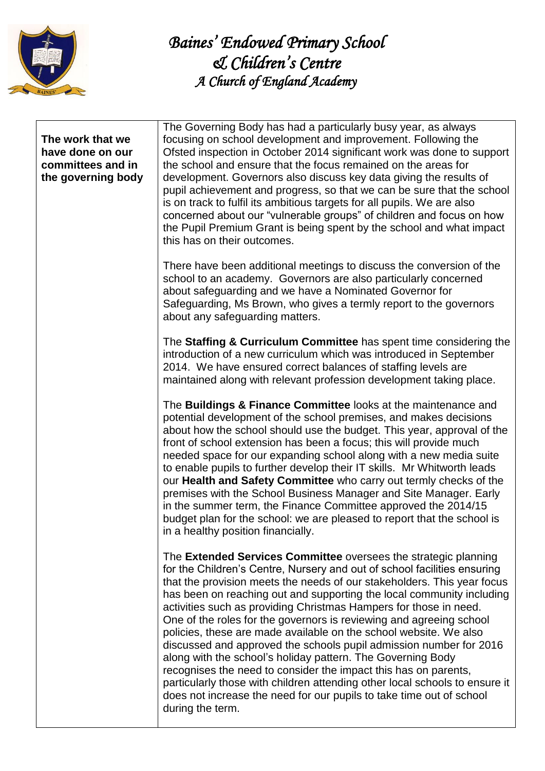# *Baines' Endowed Primary School & Children's Centre*
## *A Church of England Academy*

| **The work that we have done on our committees and in the governing body** | The Governing Body has had a particularly busy year, as always focusing on school development and improvement. Following the Ofsted inspection in October 2014 significant work was done to support the school and ensure that the focus remained on the areas for development. Governors also discuss key data giving the results of pupil achievement and progress, so that we can be sure that the school is on track to fulfil its ambitious targets for all pupils. We are also concerned about our "vulnerable groups" of children and focus on how the Pupil Premium Grant is being spent by the school and what impact this has on their outcomes.<br><br>There have been additional meetings to discuss the conversion of the school to an academy. Governors are also particularly concerned about safeguarding and we have a Nominated Governor for Safeguarding, Ms Brown, who gives a termly report to the governors about any safeguarding matters.<br><br>The **Staffing & Curriculum Committee** has spent time considering the introduction of a new curriculum which was introduced in September 2014. We have ensured correct balances of staffing levels are maintained along with relevant profession development taking place.<br><br>The **Buildings & Finance Committee** looks at the maintenance and potential development of the school premises, and makes decisions about how the school should use the budget. This year, approval of the front of school extension has been a focus; this will provide much needed space for our expanding school along with a new media suite to enable pupils to further develop their IT skills. Mr Whitworth leads our **Health and Safety Committee** who carry out termly checks of the premises with the School Business Manager and Site Manager. Early in the summer term, the Finance Committee approved the 2014/15 budget plan for the school: we are pleased to report that the school is in a healthy position financially.<br><br>The **Extended Services Committee** oversees the strategic planning for the Children's Centre, Nursery and out of school facilities ensuring that the provision meets the needs of our stakeholders. This year focus has been on reaching out and supporting the local community including activities such as providing Christmas Hampers for those in need. One of the roles for the governors is reviewing and agreeing school policies, these are made available on the school website. We also discussed and approved the schools pupil admission number for 2016 along with the school's holiday pattern. The Governing Body recognises the need to consider the impact this has on parents, particularly those with children attending other local schools to ensure it does not increase the need for our pupils to take time out of school during the term. |
|---|---|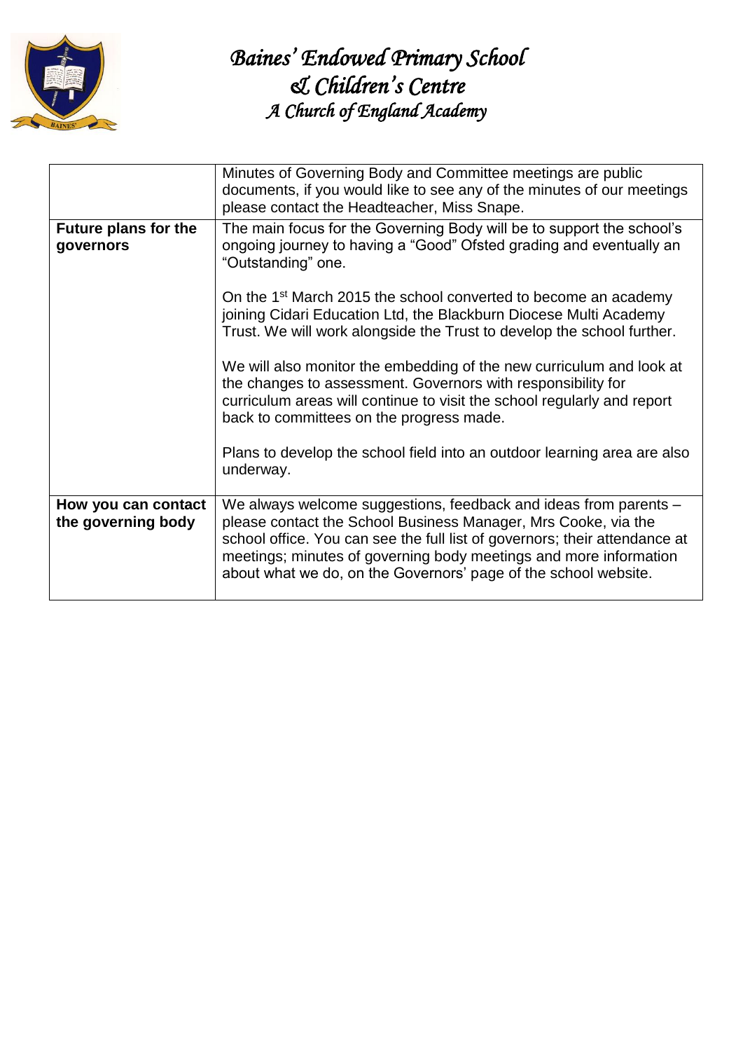# *Baines' Endowed Primary School*
## *& Children's Centre*
### *A Church of England Academy*

| | |
|---|---|
| | Minutes of Governing Body and Committee meetings are public documents, if you would like to see any of the minutes of our meetings please contact the Headteacher, Miss Snape. |
| **Future plans for the governors** | The main focus for the Governing Body will be to support the school's ongoing journey to having a "Good" Ofsted grading and eventually an "Outstanding" one.<br><br>On the 1st March 2015 the school converted to become an academy joining Cidari Education Ltd, the Blackburn Diocese Multi Academy Trust. We will work alongside the Trust to develop the school further.<br><br>We will also monitor the embedding of the new curriculum and look at the changes to assessment. Governors with responsibility for curriculum areas will continue to visit the school regularly and report back to committees on the progress made.<br><br>Plans to develop the school field into an outdoor learning area are also underway. |
| **How you can contact the governing body** | We always welcome suggestions, feedback and ideas from parents – please contact the School Business Manager, Mrs Cooke, via the school office. You can see the full list of governors; their attendance at meetings; minutes of governing body meetings and more information about what we do, on the Governors' page of the school website. |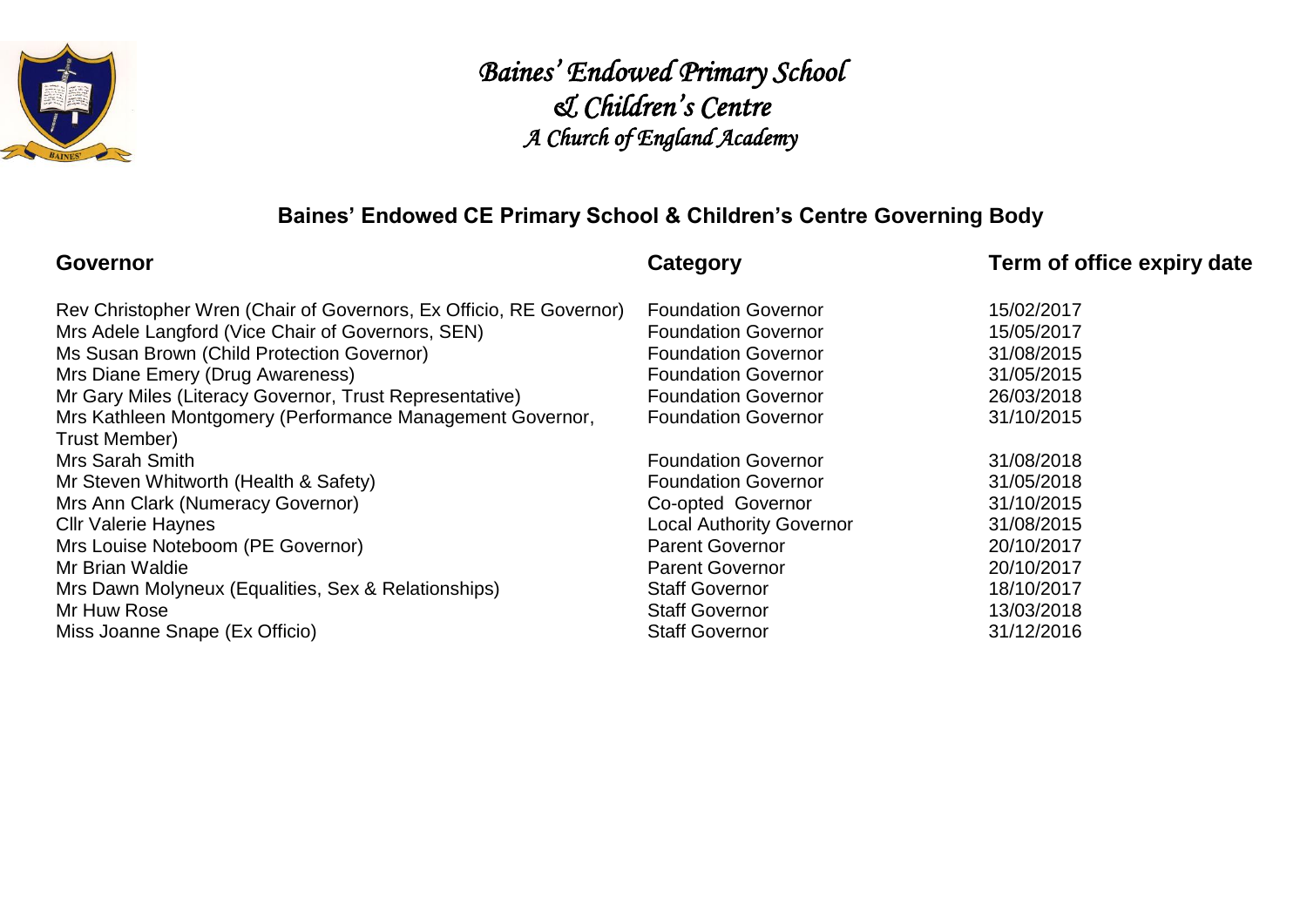*Baines' Endowed Primary School*
*& Children's Centre*
*A Church of England Academy*

## Baines' Endowed CE Primary School & Children's Centre Governing Body

| Governor | Category | Term of office expiry date |
|---|---|---|
| Rev Christopher Wren (Chair of Governors, Ex Officio, RE Governor) | Foundation Governor | 15/02/2017 |
| Mrs Adele Langford (Vice Chair of Governors, SEN) | Foundation Governor | 15/05/2017 |
| Ms Susan Brown (Child Protection Governor) | Foundation Governor | 31/08/2015 |
| Mrs Diane Emery (Drug Awareness) | Foundation Governor | 31/05/2015 |
| Mr Gary Miles (Literacy Governor, Trust Representative) | Foundation Governor | 26/03/2018 |
| Mrs Kathleen Montgomery (Performance Management Governor, Trust Member) | Foundation Governor | 31/10/2015 |
| Mrs Sarah Smith | Foundation Governor | 31/08/2018 |
| Mr Steven Whitworth (Health & Safety) | Foundation Governor | 31/05/2018 |
| Mrs Ann Clark (Numeracy Governor) | Co-opted Governor | 31/10/2015 |
| Cllr Valerie Haynes | Local Authority Governor | 31/08/2015 |
| Mrs Louise Noteboom (PE Governor) | Parent Governor | 20/10/2017 |
| Mr Brian Waldie | Parent Governor | 20/10/2017 |
| Mrs Dawn Molyneux (Equalities, Sex & Relationships) | Staff Governor | 18/10/2017 |
| Mr Huw Rose | Staff Governor | 13/03/2018 |
| Miss Joanne Snape (Ex Officio) | Staff Governor | 31/12/2016 |